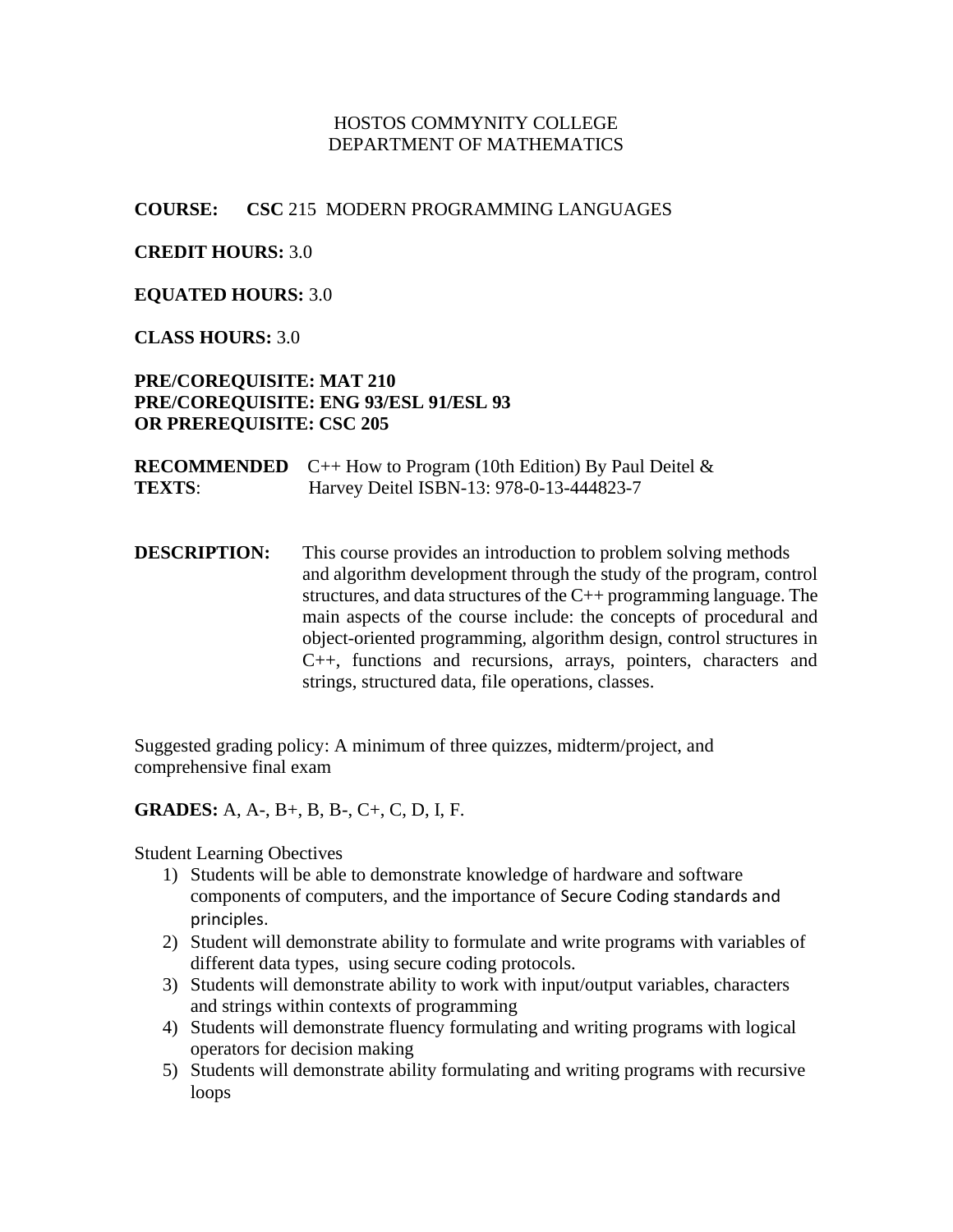HOSTOS COMMYNITY COLLEGE
DEPARTMENT OF MATHEMATICS

**COURSE:** **CSC** 215 MODERN PROGRAMMING LANGUAGES

**CREDIT HOURS:** 3.0

**EQUATED HOURS:** 3.0

**CLASS HOURS:** 3.0

**PRE/COREQUISITE: MAT 210**
**PRE/COREQUISITE: ENG 93/ESL 91/ESL 93**
**OR PREREQUISITE: CSC 205**

**RECOMMENDED TEXTS**: C++ How to Program (10th Edition) By Paul Deitel & Harvey Deitel ISBN-13: 978-0-13-444823-7

**DESCRIPTION:** This course provides an introduction to problem solving methods and algorithm development through the study of the program, control structures, and data structures of the C++ programming language. The main aspects of the course include: the concepts of procedural and object-oriented programming, algorithm design, control structures in C++, functions and recursions, arrays, pointers, characters and strings, structured data, file operations, classes.

Suggested grading policy: A minimum of three quizzes, midterm/project, and comprehensive final exam

**GRADES:** A, A-, B+, B, B-, C+, C, D, I, F.

Student Learning Obectives

1) Students will be able to demonstrate knowledge of hardware and software components of computers, and the importance of Secure Coding standards and principles.
2) Student will demonstrate ability to formulate and write programs with variables of different data types, using secure coding protocols.
3) Students will demonstrate ability to work with input/output variables, characters and strings within contexts of programming
4) Students will demonstrate fluency formulating and writing programs with logical operators for decision making
5) Students will demonstrate ability formulating and writing programs with recursive loops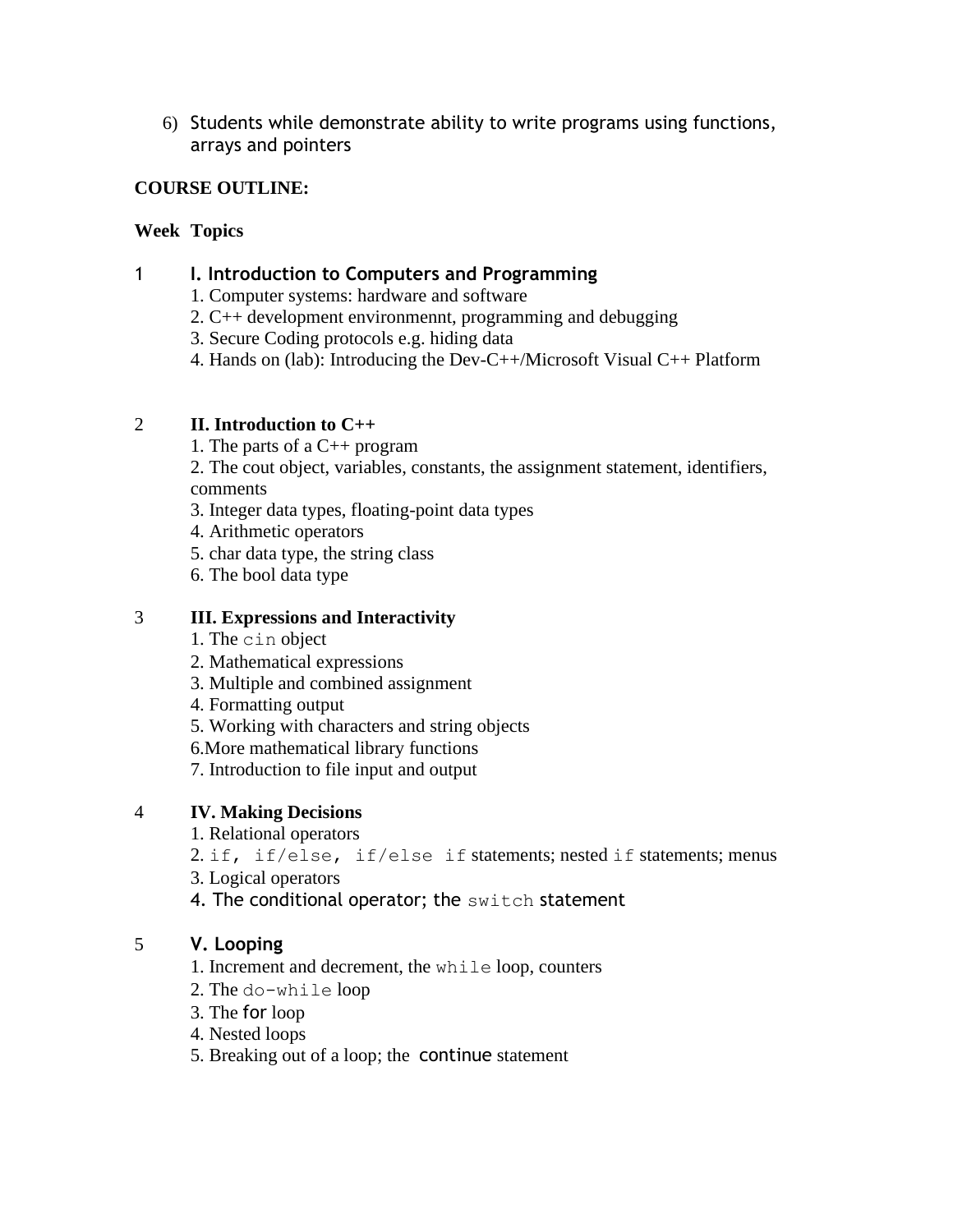6) Students while demonstrate ability to write programs using functions, arrays and pointers

**COURSE OUTLINE:**

**Week Topics**

1 **I. Introduction to Computers and Programming**

1. Computer systems: hardware and software
2. C++ development environmennt, programming and debugging
3. Secure Coding protocols e.g. hiding data
4. Hands on (lab): Introducing the Dev-C++/Microsoft Visual C++ Platform

2 **II. Introduction to C++**

1. The parts of a C++ program
2. The cout object, variables, constants, the assignment statement, identifiers, comments
3. Integer data types, floating-point data types
4. Arithmetic operators
5. char data type, the string class
6. The bool data type

3 **III. Expressions and Interactivity**

1. The `cin` object
2. Mathematical expressions
3. Multiple and combined assignment
4. Formatting output
5. Working with characters and string objects
6. More mathematical library functions
7. Introduction to file input and output

4 **IV. Making Decisions**

1. Relational operators
2. `if, if/else, if/else if` statements; nested `if` statements; menus
3. Logical operators
4. The conditional operator; the `switch` statement

5 **V. Looping**

1. Increment and decrement, the `while` loop, counters
2. The `do-while` loop
3. The for loop
4. Nested loops
5. Breaking out of a loop; the continue statement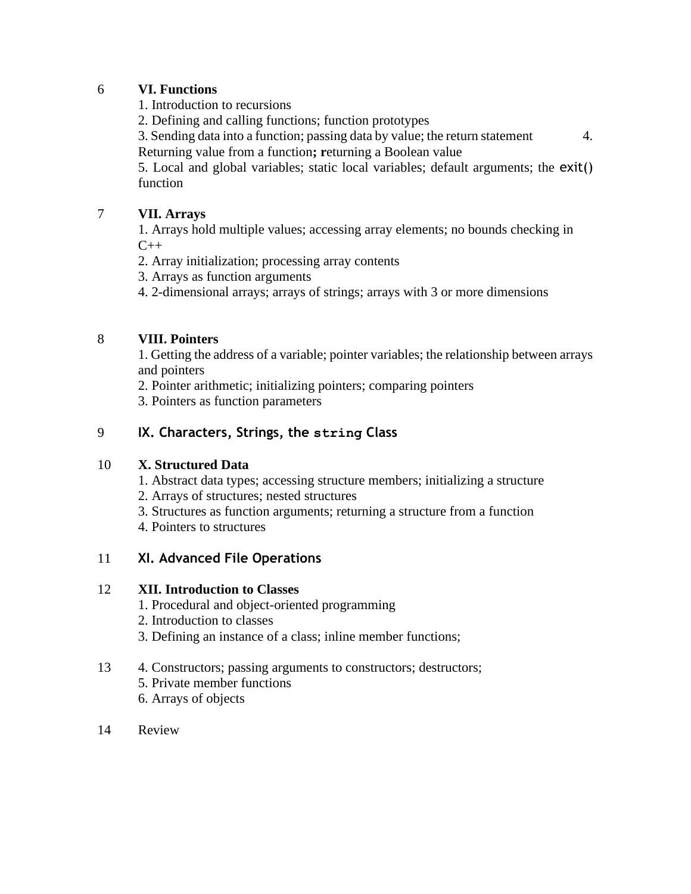6 **VI. Functions**

1. Introduction to recursions
2. Defining and calling functions; function prototypes
3. Sending data into a function; passing data by value; the return statement
4. Returning value from a function**; r**eturning a Boolean value
5. Local and global variables; static local variables; default arguments; the exit() function

7 **VII. Arrays**

1. Arrays hold multiple values; accessing array elements; no bounds checking in C++
2. Array initialization; processing array contents
3. Arrays as function arguments
4. 2-dimensional arrays; arrays of strings; arrays with 3 or more dimensions

8 **VIII. Pointers**

1. Getting the address of a variable; pointer variables; the relationship between arrays and pointers
2. Pointer arithmetic; initializing pointers; comparing pointers
3. Pointers as function parameters

9 **IX. Characters, Strings, the `string` Class**

10 **X. Structured Data**

1. Abstract data types; accessing structure members; initializing a structure
2. Arrays of structures; nested structures
3. Structures as function arguments; returning a structure from a function
4. Pointers to structures

11 **XI. Advanced File Operations**

12 **XII. Introduction to Classes**

1. Procedural and object-oriented programming
2. Introduction to classes
3. Defining an instance of a class; inline member functions;

13

4. Constructors; passing arguments to constructors; destructors;
5. Private member functions
6. Arrays of objects

14 Review